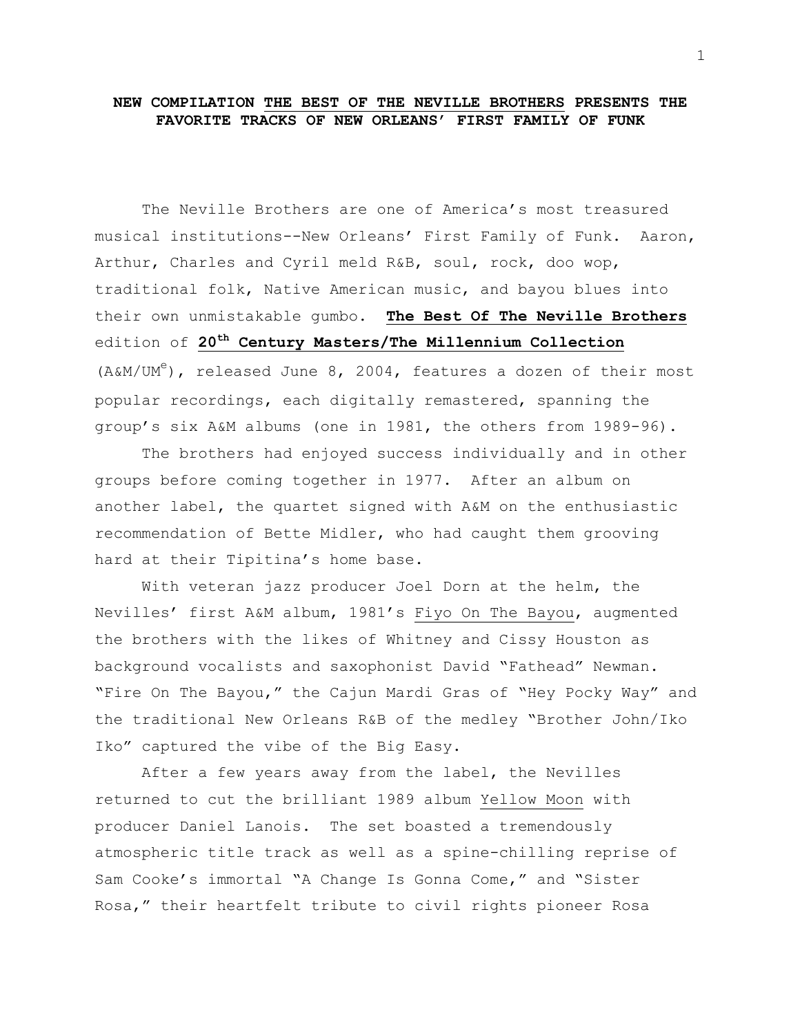**NEW COMPILATION THE BEST OF THE NEVILLE BROTHERS PRESENTS THE FAVORITE TRACKS OF NEW ORLEANS' FIRST FAMILY OF FUNK**

The Neville Brothers are one of America's most treasured musical institutions--New Orleans' First Family of Funk. Aaron, Arthur, Charles and Cyril meld R&B, soul, rock, doo wop, traditional folk, Native American music, and bayou blues into their own unmistakable gumbo. **The Best Of The Neville Brothers** edition of **20th Century Masters/The Millennium Collection** (A&M/UMe), released June 8, 2004, features a dozen of their most popular recordings, each digitally remastered, spanning the group's six A&M albums (one in 1981, the others from 1989-96).

The brothers had enjoyed success individually and in other groups before coming together in 1977. After an album on another label, the quartet signed with A&M on the enthusiastic recommendation of Bette Midler, who had caught them grooving hard at their Tipitina's home base.

With veteran jazz producer Joel Dorn at the helm, the Nevilles' first A&M album, 1981's Fiyo On The Bayou, augmented the brothers with the likes of Whitney and Cissy Houston as background vocalists and saxophonist David "Fathead" Newman. "Fire On The Bayou," the Cajun Mardi Gras of "Hey Pocky Way" and the traditional New Orleans R&B of the medley "Brother John/Iko Iko" captured the vibe of the Big Easy.

After a few years away from the label, the Nevilles returned to cut the brilliant 1989 album Yellow Moon with producer Daniel Lanois. The set boasted a tremendously atmospheric title track as well as a spine-chilling reprise of Sam Cooke's immortal "A Change Is Gonna Come," and "Sister Rosa," their heartfelt tribute to civil rights pioneer Rosa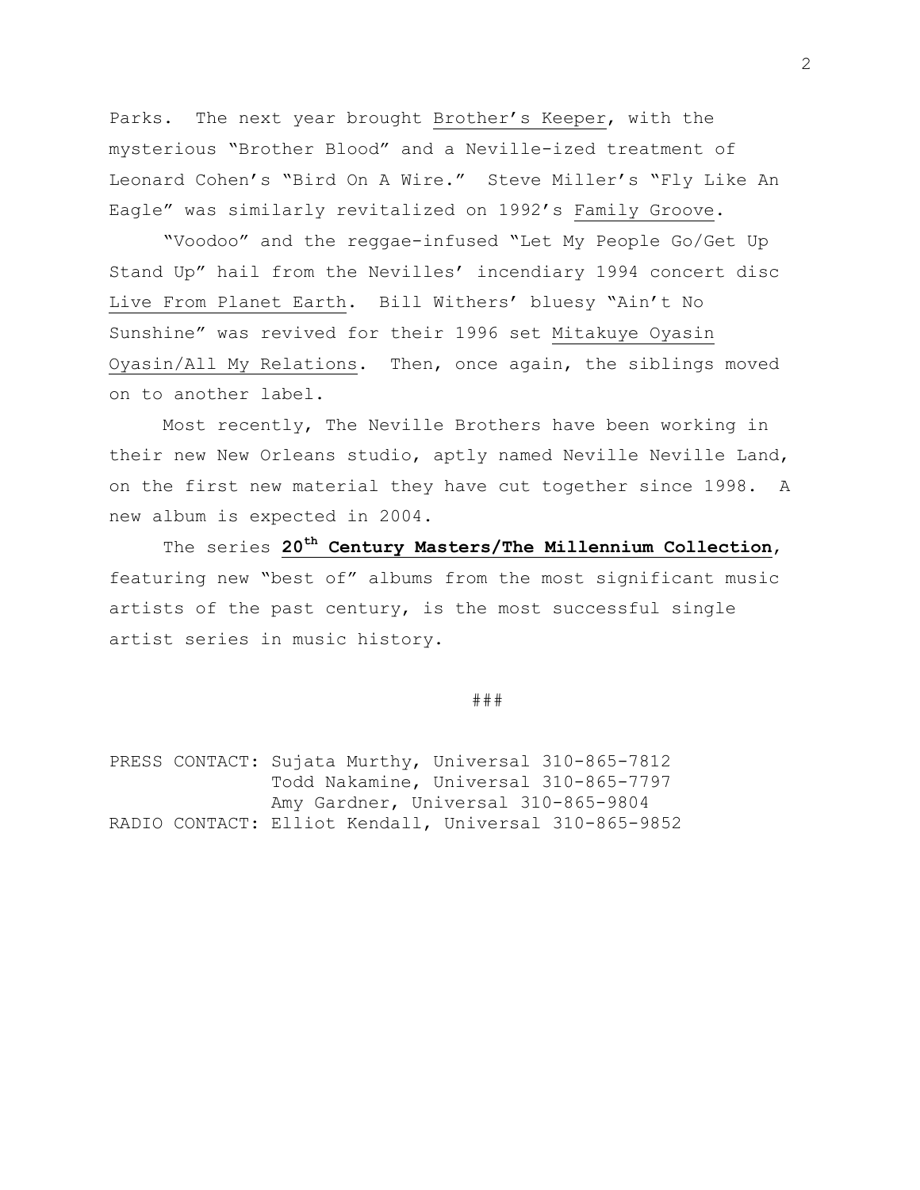Parks. The next year brought Brother's Keeper, with the mysterious "Brother Blood" and a Neville-ized treatment of Leonard Cohen's "Bird On A Wire." Steve Miller's "Fly Like An Eagle" was similarly revitalized on 1992's Family Groove.

"Voodoo" and the reggae-infused "Let My People Go/Get Up Stand Up" hail from the Nevilles' incendiary 1994 concert disc Live From Planet Earth. Bill Withers' bluesy "Ain't No Sunshine" was revived for their 1996 set Mitakuye Oyasin Oyasin/All My Relations. Then, once again, the siblings moved on to another label.

Most recently, The Neville Brothers have been working in their new New Orleans studio, aptly named Neville Neville Land, on the first new material they have cut together since 1998. A new album is expected in 2004.

The series **20th Century Masters/The Millennium Collection**, featuring new "best of" albums from the most significant music artists of the past century, is the most successful single artist series in music history.

###

PRESS CONTACT: Sujata Murthy, Universal 310-865-7812
Todd Nakamine, Universal 310-865-7797
Amy Gardner, Universal 310-865-9804
RADIO CONTACT: Elliot Kendall, Universal 310-865-9852